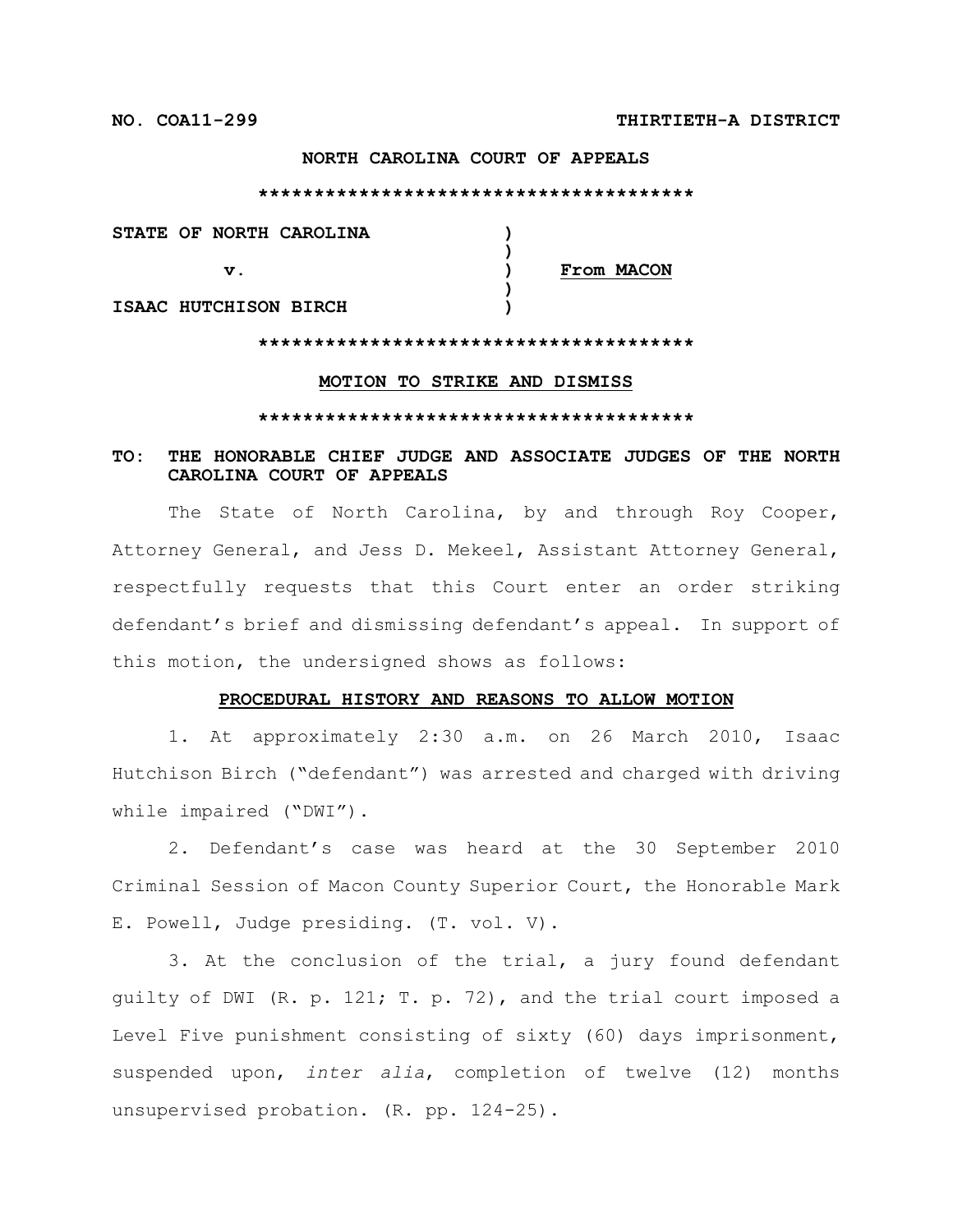**NO. COA11-299** **THIRTIETH-A DISTRICT**

**NORTH CAROLINA COURT OF APPEALS**

**\*\*\*\*\*\*\*\*\*\*\*\*\*\*\*\*\*\*\*\*\*\*\*\*\*\*\*\*\*\*\*\*\*\*\*\*\*\*\*\***

| | | |
|---|---|---|
| **STATE OF NORTH CAROLINA** | **)** | |
| | **)** | |
| **v.** | **)** | **<u>From MACON</u>** |
| | **)** | |
| **ISAAC HUTCHISON BIRCH** | **)** | |

**\*\*\*\*\*\*\*\*\*\*\*\*\*\*\*\*\*\*\*\*\*\*\*\*\*\*\*\*\*\*\*\*\*\*\*\*\*\*\*\***

**<u>MOTION TO STRIKE AND DISMISS</u>**

**\*\*\*\*\*\*\*\*\*\*\*\*\*\*\*\*\*\*\*\*\*\*\*\*\*\*\*\*\*\*\*\*\*\*\*\*\*\*\*\***

**TO: THE HONORABLE CHIEF JUDGE AND ASSOCIATE JUDGES OF THE NORTH CAROLINA COURT OF APPEALS**

The State of North Carolina, by and through Roy Cooper, Attorney General, and Jess D. Mekeel, Assistant Attorney General, respectfully requests that this Court enter an order striking defendant's brief and dismissing defendant's appeal. In support of this motion, the undersigned shows as follows:

**<u>PROCEDURAL HISTORY AND REASONS TO ALLOW MOTION</u>**

1. At approximately 2:30 a.m. on 26 March 2010, Isaac Hutchison Birch ("defendant") was arrested and charged with driving while impaired ("DWI").

2. Defendant's case was heard at the 30 September 2010 Criminal Session of Macon County Superior Court, the Honorable Mark E. Powell, Judge presiding. (T. vol. V).

3. At the conclusion of the trial, a jury found defendant guilty of DWI (R. p. 121; T. p. 72), and the trial court imposed a Level Five punishment consisting of sixty (60) days imprisonment, suspended upon, *inter alia*, completion of twelve (12) months unsupervised probation. (R. pp. 124-25).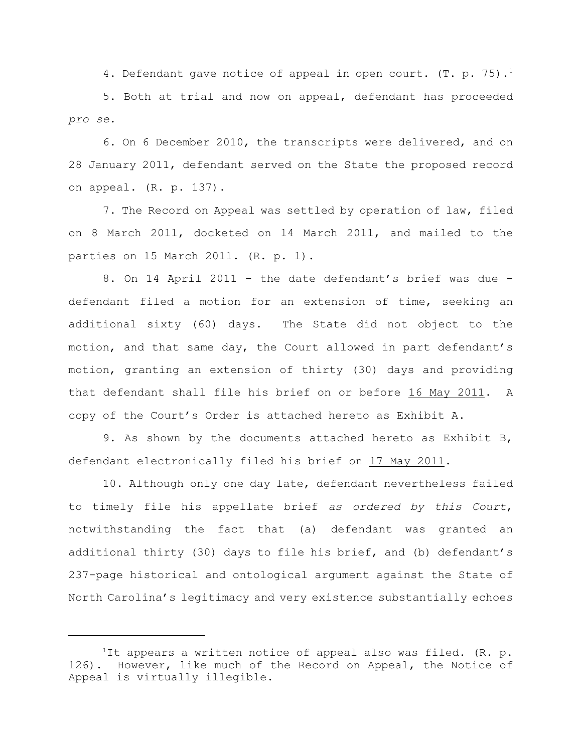4. Defendant gave notice of appeal in open court. (T. p. 75).[1]

5. Both at trial and now on appeal, defendant has proceeded *pro se*.

6. On 6 December 2010, the transcripts were delivered, and on 28 January 2011, defendant served on the State the proposed record on appeal. (R. p. 137).

7. The Record on Appeal was settled by operation of law, filed on 8 March 2011, docketed on 14 March 2011, and mailed to the parties on 15 March 2011. (R. p. 1).

8. On 14 April 2011 – the date defendant's brief was due – defendant filed a motion for an extension of time, seeking an additional sixty (60) days. The State did not object to the motion, and that same day, the Court allowed in part defendant's motion, granting an extension of thirty (30) days and providing that defendant shall file his brief on or before <u>16 May 2011</u>. A copy of the Court's Order is attached hereto as Exhibit A.

9. As shown by the documents attached hereto as Exhibit B, defendant electronically filed his brief on <u>17 May 2011</u>.

10. Although only one day late, defendant nevertheless failed to timely file his appellate brief *as ordered by this Court*, notwithstanding the fact that (a) defendant was granted an additional thirty (30) days to file his brief, and (b) defendant's 237-page historical and ontological argument against the State of North Carolina's legitimacy and very existence substantially echoes

---

[1] It appears a written notice of appeal also was filed. (R. p. 126). However, like much of the Record on Appeal, the Notice of Appeal is virtually illegible.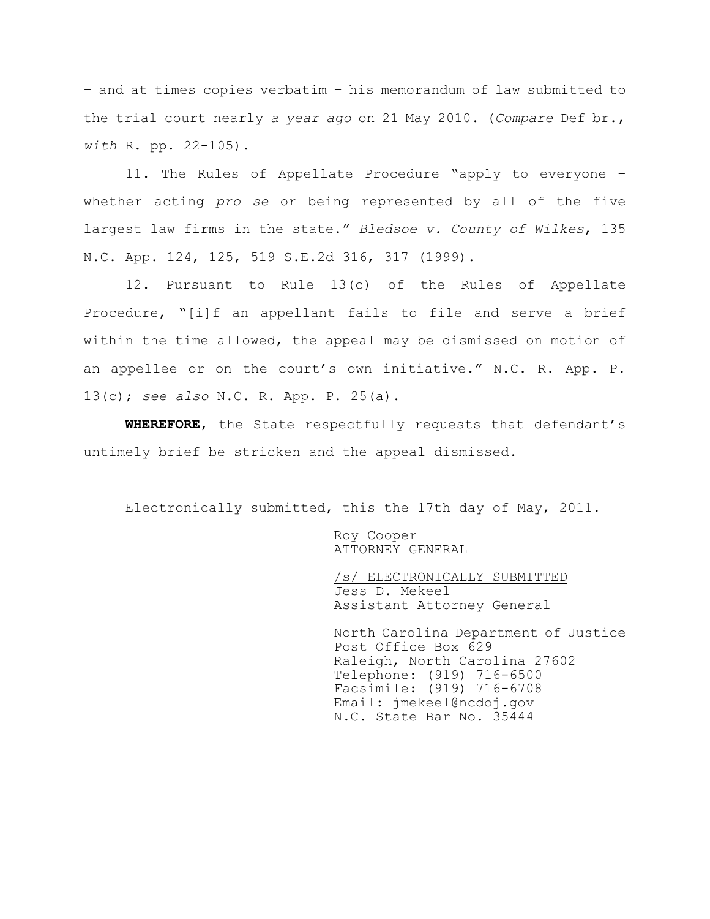– and at times copies verbatim – his memorandum of law submitted to the trial court nearly *a year ago* on 21 May 2010. (*Compare* Def br., *with* R. pp. 22-105).

11. The Rules of Appellate Procedure "apply to everyone – whether acting *pro se* or being represented by all of the five largest law firms in the state." *Bledsoe v. County of Wilkes*, 135 N.C. App. 124, 125, 519 S.E.2d 316, 317 (1999).

12. Pursuant to Rule 13(c) of the Rules of Appellate Procedure, "[i]f an appellant fails to file and serve a brief within the time allowed, the appeal may be dismissed on motion of an appellee or on the court's own initiative." N.C. R. App. P. 13(c); *see also* N.C. R. App. P. 25(a).

**WHEREFORE**, the State respectfully requests that defendant's untimely brief be stricken and the appeal dismissed.

Electronically submitted, this the 17th day of May, 2011.

Roy Cooper
ATTORNEY GENERAL

/s/ ELECTRONICALLY SUBMITTED
Jess D. Mekeel
Assistant Attorney General

North Carolina Department of Justice
Post Office Box 629
Raleigh, North Carolina 27602
Telephone: (919) 716-6500
Facsimile: (919) 716-6708
Email: jmekeel@ncdoj.gov
N.C. State Bar No. 35444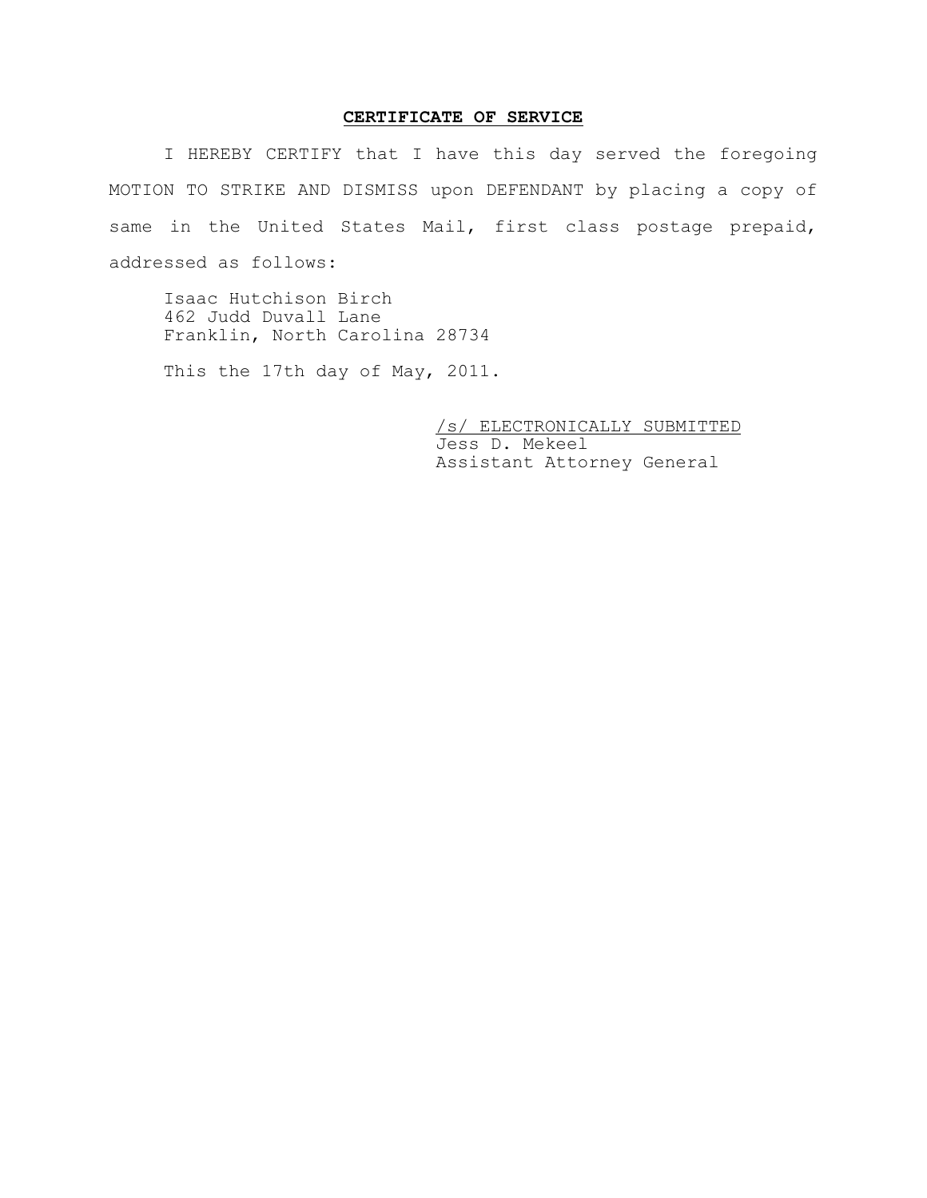## CERTIFICATE OF SERVICE

I HEREBY CERTIFY that I have this day served the foregoing MOTION TO STRIKE AND DISMISS upon DEFENDANT by placing a copy of same in the United States Mail, first class postage prepaid, addressed as follows:

Isaac Hutchison Birch
462 Judd Duvall Lane
Franklin, North Carolina 28734

This the 17th day of May, 2011.

/s/ ELECTRONICALLY SUBMITTED
Jess D. Mekeel
Assistant Attorney General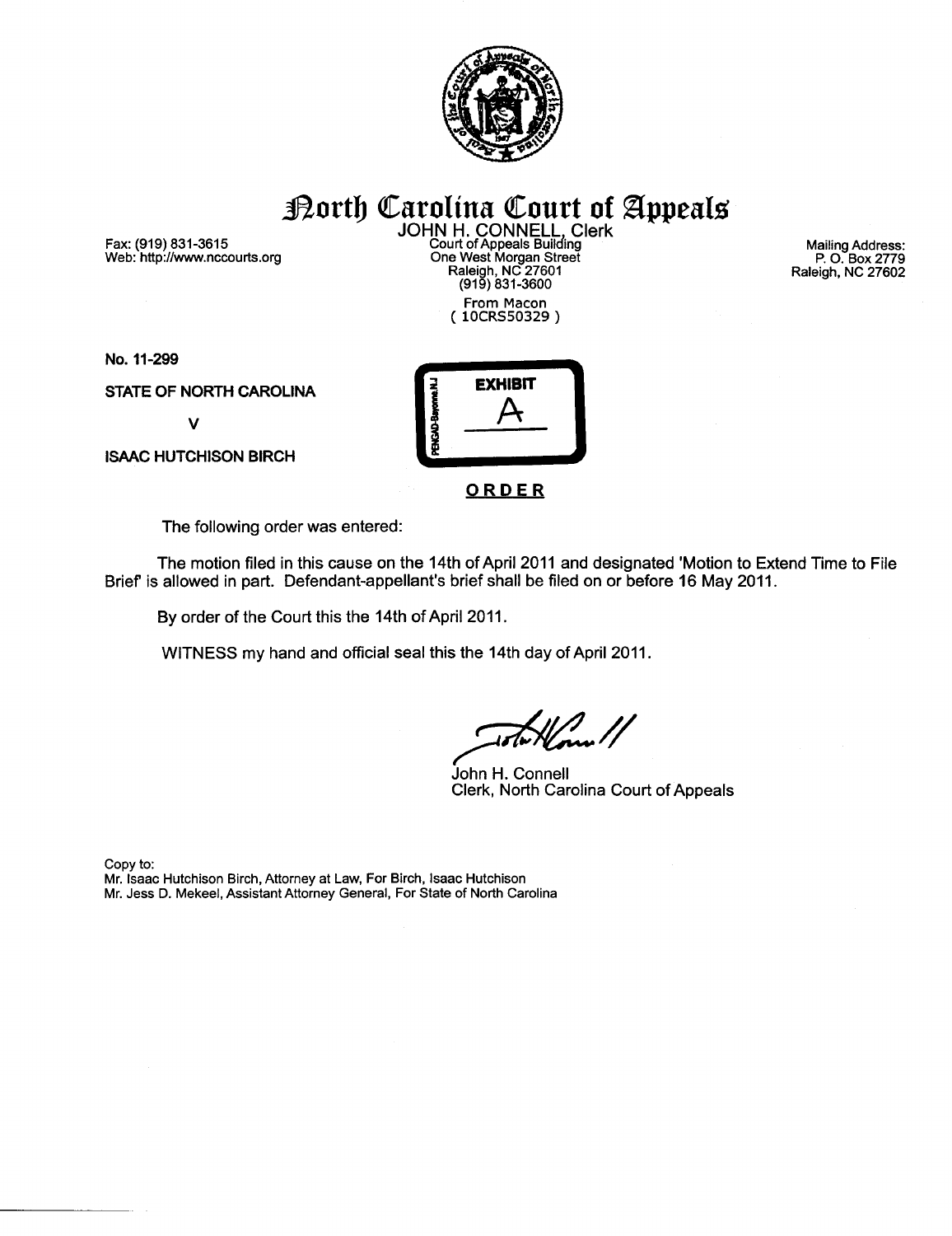# North Carolina Court of Appeals

JOHN H. CONNELL, Clerk
Court of Appeals Building
One West Morgan Street
Raleigh, NC 27601
(919) 831-3600

Fax: (919) 831-3615
Web: http://www.nccourts.org

Mailing Address:
P. O. Box 2779
Raleigh, NC 27602

From Macon
( 10CRS50329 )

No. 11-299

STATE OF NORTH CAROLINA

v

ISAAC HUTCHISON BIRCH

EXHIBIT
A

**ORDER**

The following order was entered:

The motion filed in this cause on the 14th of April 2011 and designated 'Motion to Extend Time to File Brief' is allowed in part. Defendant-appellant's brief shall be filed on or before 16 May 2011.

By order of the Court this the 14th of April 2011.

WITNESS my hand and official seal this the 14th day of April 2011.

John H. Connell
Clerk, North Carolina Court of Appeals

Copy to:
Mr. Isaac Hutchison Birch, Attorney at Law, For Birch, Isaac Hutchison
Mr. Jess D. Mekeel, Assistant Attorney General, For State of North Carolina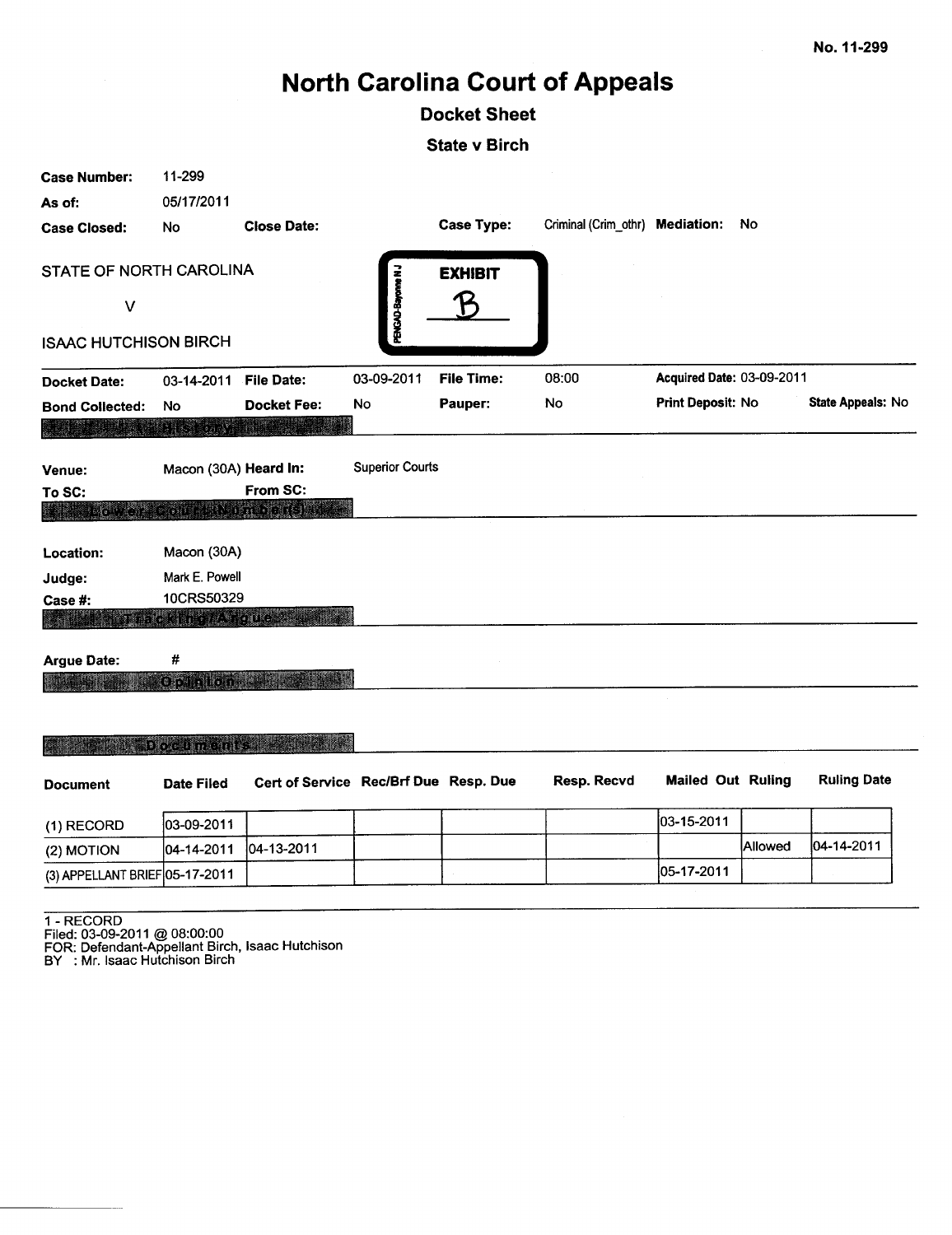No. 11-299

# North Carolina Court of Appeals

## Docket Sheet

### State v Birch

**Case Number:** 11-299
**As of:** 05/17/2011
**Case Closed:** No **Close Date:** **Case Type:** Criminal (Crim_othr) **Mediation:** No

STATE OF NORTH CAROLINA

V

ISAAC HUTCHISON BIRCH

EXHIBIT B

**Docket Date:** 03-14-2011 **File Date:** 03-09-2011 **File Time:** 08:00 **Acquired Date:** 03-09-2011
**Bond Collected:** No **Docket Fee:** No **Pauper:** No **Print Deposit:** No **State Appeals:** No

**History**

**Venue:** Macon (30A) **Heard In:** Superior Courts
**To SC:** **From SC:**

**Lower Court Number(s)**

**Location:** Macon (30A)
**Judge:** Mark E. Powell
**Case #:** 10CRS50329

**Tracking/Argue**

**Argue Date:** #

**Opinion**

**Documents**

| Document | Date Filed | Cert of Service | Rec/Brf Due | Resp. Due | Resp. Recvd | Mailed Out | Ruling | Ruling Date |
|---|---|---|---|---|---|---|---|---|
| (1) RECORD | 03-09-2011 | | | | | 03-15-2011 | | |
| (2) MOTION | 04-14-2011 | 04-13-2011 | | | | | Allowed | 04-14-2011 |
| (3) APPELLANT BRIEF | 05-17-2011 | | | | | 05-17-2011 | | |

1 - RECORD
Filed: 03-09-2011 @ 08:00:00
FOR: Defendant-Appellant Birch, Isaac Hutchison
BY : Mr. Isaac Hutchison Birch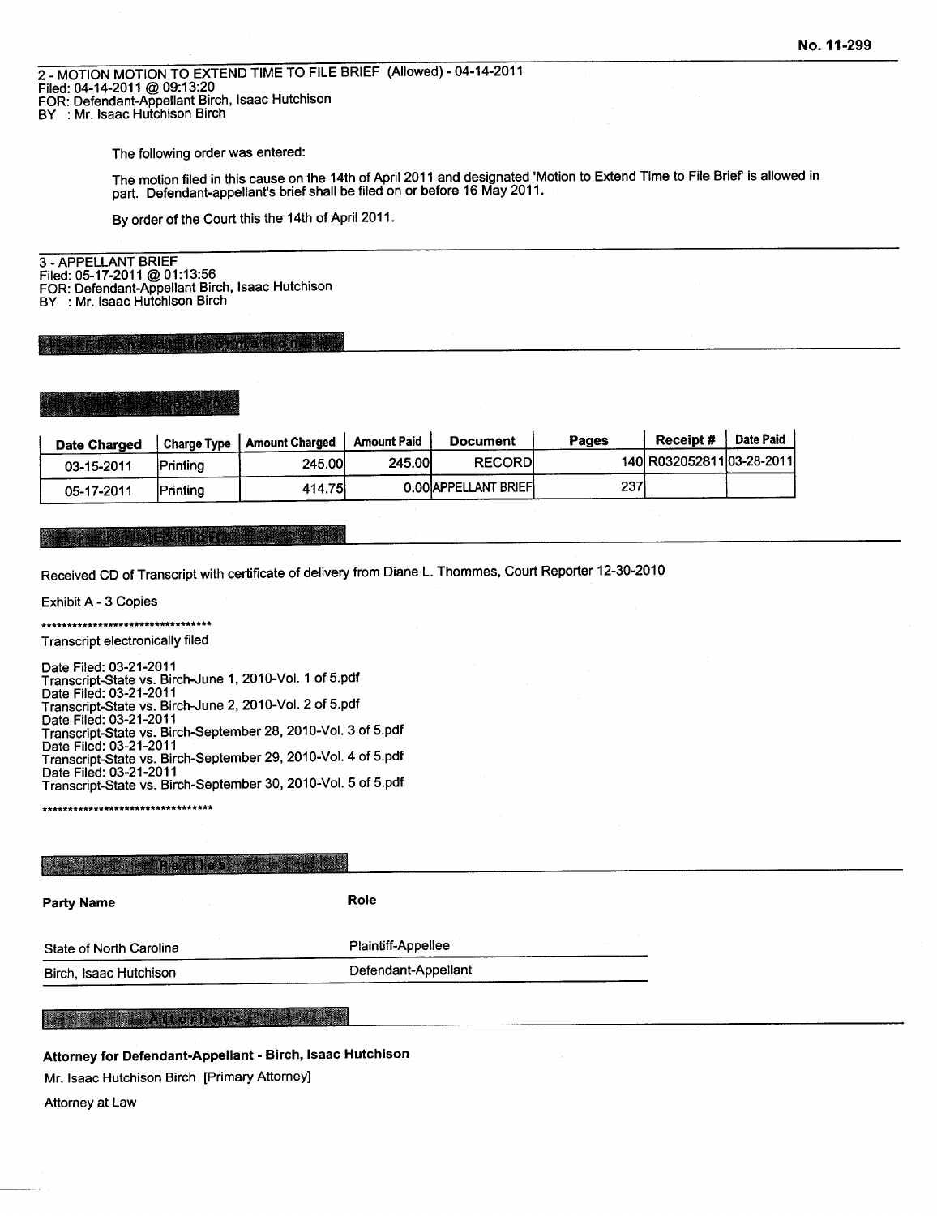**No. 11-299**

2 - MOTION MOTION TO EXTEND TIME TO FILE BRIEF (Allowed) - 04-14-2011
Filed: 04-14-2011 @ 09:13:20
FOR: Defendant-Appellant Birch, Isaac Hutchison
BY : Mr. Isaac Hutchison Birch

The following order was entered:

The motion filed in this cause on the 14th of April 2011 and designated 'Motion to Extend Time to File Brief' is allowed in part. Defendant-appellant's brief shall be filed on or before 16 May 2011.

By order of the Court this the 14th of April 2011.

---

3 - APPELLANT BRIEF
Filed: 05-17-2011 @ 01:13:56
FOR: Defendant-Appellant Birch, Isaac Hutchison
BY : Mr. Isaac Hutchison Birch

## Financial Information

### Receipts

| Date Charged | Charge Type | Amount Charged | Amount Paid | Document | Pages | Receipt # | Date Paid |
|---|---|---|---|---|---|---|---|
| 03-15-2011 | Printing | 245.00 | 245.00 | RECORD | 140 | R032052811 | 03-28-2011 |
| 05-17-2011 | Printing | 414.75 | 0.00 | APPELLANT BRIEF | 237 | | |

## Exhibits

Received CD of Transcript with certificate of delivery from Diane L. Thommes, Court Reporter 12-30-2010

Exhibit A - 3 Copies

**********************************

Transcript electronically filed

Date Filed: 03-21-2011
Transcript-State vs. Birch-June 1, 2010-Vol. 1 of 5.pdf
Date Filed: 03-21-2011
Transcript-State vs. Birch-June 2, 2010-Vol. 2 of 5.pdf
Date Filed: 03-21-2011
Transcript-State vs. Birch-September 28, 2010-Vol. 3 of 5.pdf
Date Filed: 03-21-2011
Transcript-State vs. Birch-September 29, 2010-Vol. 4 of 5.pdf
Date Filed: 03-21-2011
Transcript-State vs. Birch-September 30, 2010-Vol. 5 of 5.pdf

**********************************

## Parties

| Party Name | Role |
|---|---|
| State of North Carolina | Plaintiff-Appellee |
| Birch, Isaac Hutchison | Defendant-Appellant |

## Attorneys

**Attorney for Defendant-Appellant - Birch, Isaac Hutchison**

Mr. Isaac Hutchison Birch [Primary Attorney]

Attorney at Law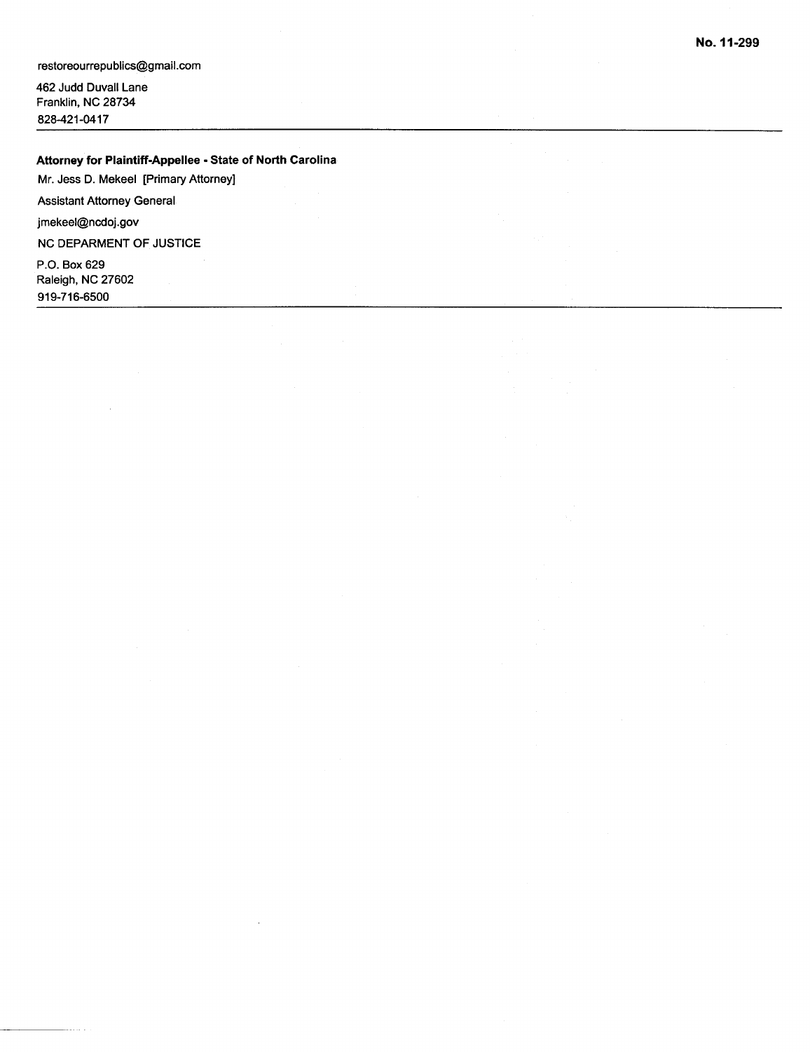**No. 11-299**

restoreourrepublics@gmail.com

462 Judd Duvall Lane
Franklin, NC 28734
828-421-0417

---

**Attorney for Plaintiff-Appellee - State of North Carolina**

Mr. Jess D. Mekeel [Primary Attorney]

Assistant Attorney General

jmekeel@ncdoj.gov

NC DEPARMENT OF JUSTICE

P.O. Box 629
Raleigh, NC 27602
919-716-6500

---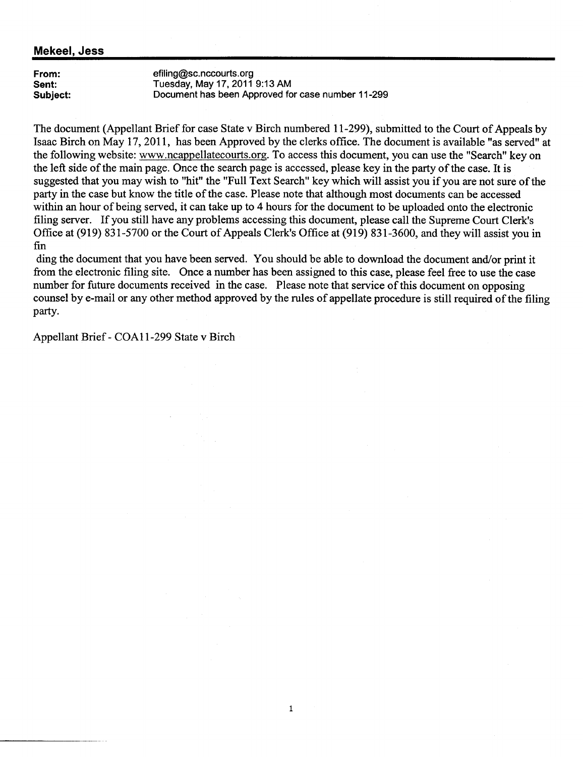**Mekeel, Jess**

**From:** efiling@sc.nccourts.org
**Sent:** Tuesday, May 17, 2011 9:13 AM
**Subject:** Document has been Approved for case number 11-299

The document (Appellant Brief for case State v Birch numbered 11-299), submitted to the Court of Appeals by Isaac Birch on May 17, 2011, has been Approved by the clerks office. The document is available "as served" at the following website: www.ncappellatecourts.org. To access this document, you can use the "Search" key on the left side of the main page. Once the search page is accessed, please key in the party of the case. It is suggested that you may wish to "hit" the "Full Text Search" key which will assist you if you are not sure of the party in the case but know the title of the case. Please note that although most documents can be accessed within an hour of being served, it can take up to 4 hours for the document to be uploaded onto the electronic filing server. If you still have any problems accessing this document, please call the Supreme Court Clerk's Office at (919) 831-5700 or the Court of Appeals Clerk's Office at (919) 831-3600, and they will assist you in fin
ding the document that you have been served. You should be able to download the document and/or print it from the electronic filing site. Once a number has been assigned to this case, please feel free to use the case number for future documents received in the case. Please note that service of this document on opposing counsel by e-mail or any other method approved by the rules of appellate procedure is still required of the filing party.

Appellant Brief - COA11-299 State v Birch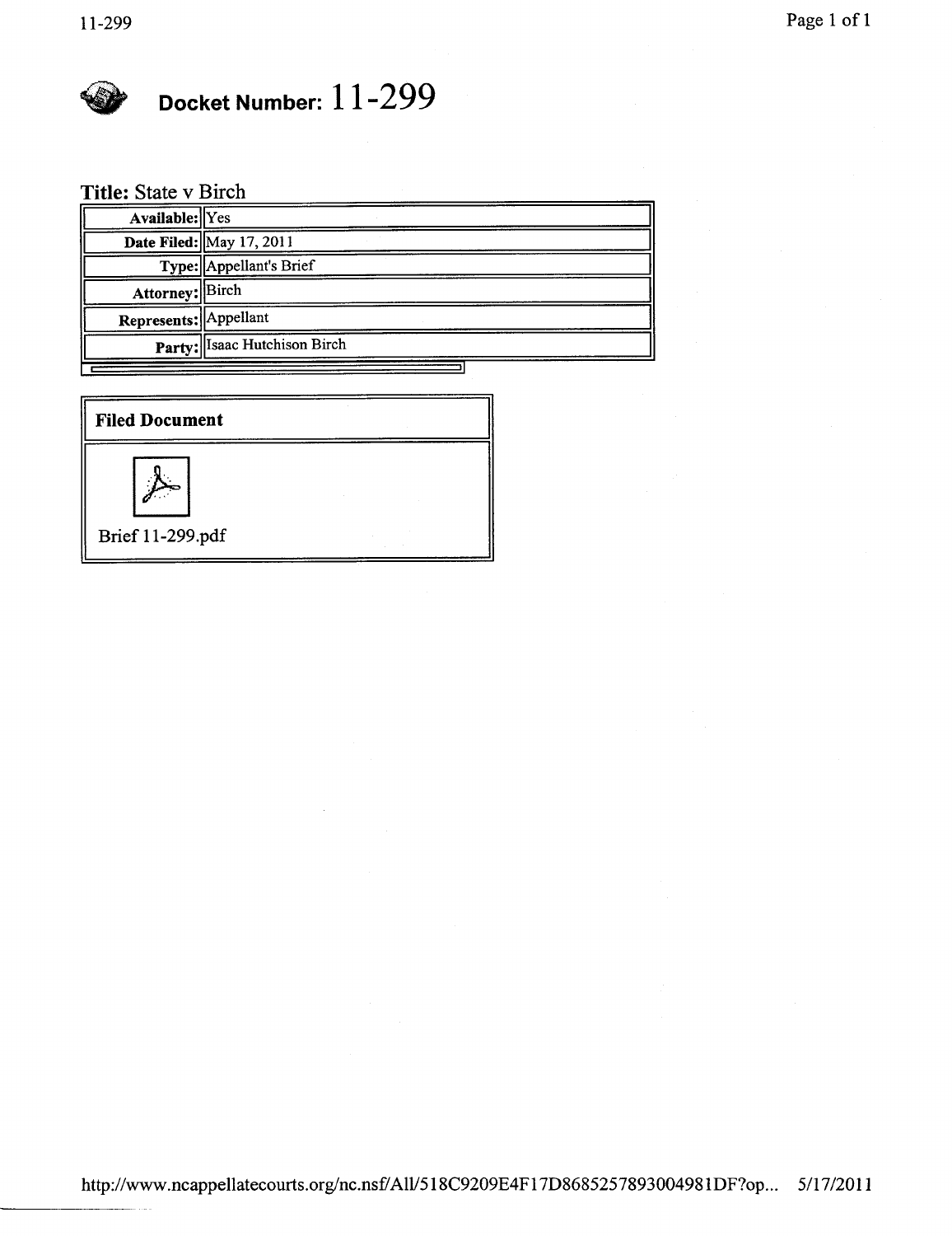# Docket Number: 11-299

**Title:** State v Birch

| | |
|---|---|
| **Available:** | Yes |
| **Date Filed:** | May 17, 2011 |
| **Type:** | Appellant's Brief |
| **Attorney:** | Birch |
| **Represents:** | Appellant |
| **Party:** | Isaac Hutchison Birch |

**Filed Document**

Brief 11-299.pdf

http://www.ncappellatecourts.org/nc.nsf/All/518C9209E4F17D8685257893004981DF?op... 5/17/2011